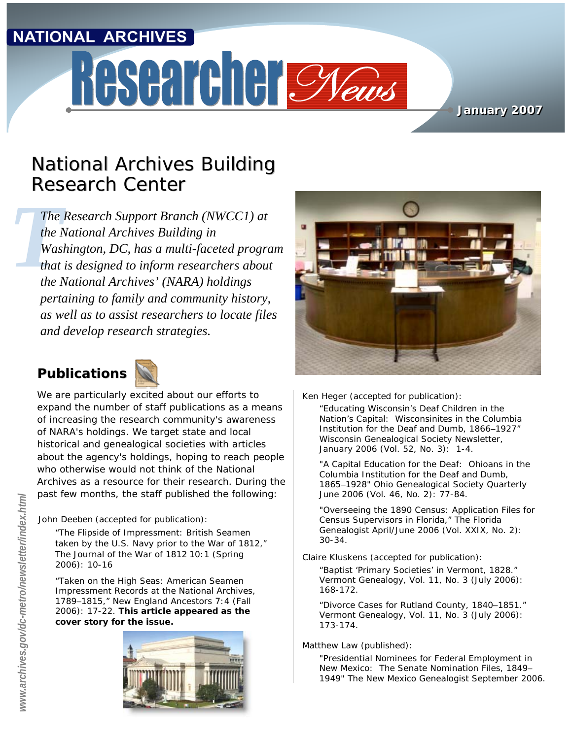# National Archives Researcher News

January 2007

## National Archives Building Research Center

*The Research Support Branch (NWCC1) at the National Archives Building in Washington, DC, has a multi-faceted program that is designed to inform researchers about the National Archives' (NARA) holdings pertaining to family and community history, as well as to assist researchers to locate files and develop research strategies.*

### Publications

We are particularly excited about our efforts to expand the number of staff publications as a means of increasing the research community's awareness of NARA's holdings. We target state and local historical and genealogical societies with articles about the agency's holdings, hoping to reach people who otherwise would not think of the National Archives as a resource for their research. During the past few months, the staff published the following:

John Deeben (accepted for publication):

> "The Flipside of Impressment: British Seamen taken by the U.S. Navy prior to the War of 1812," The Journal of the War of 1812 10:1 (Spring 2006): 10-16
>
> "Taken on the High Seas: American Seamen Impressment Records at the National Archives, 1789–1815," New England Ancestors 7:4 (Fall 2006): 17-22. **This article appeared as the cover story for the issue.**

Ken Heger (accepted for publication):

> "Educating Wisconsin's Deaf Children in the Nation's Capital: Wisconsinites in the Columbia Institution for the Deaf and Dumb, 1866–1927" Wisconsin Genealogical Society Newsletter, January 2006 (Vol. 52, No. 3): 1-4.
>
> "A Capital Education for the Deaf: Ohioans in the Columbia Institution for the Deaf and Dumb, 1865–1928" Ohio Genealogical Society Quarterly June 2006 (Vol. 46, No. 2): 77-84.
>
> "Overseeing the 1890 Census: Application Files for Census Supervisors in Florida," The Florida Genealogist April/June 2006 (Vol. XXIX, No. 2): 30-34.

Claire Kluskens (accepted for publication):

> "Baptist 'Primary Societies' in Vermont, 1828." Vermont Genealogy, Vol. 11, No. 3 (July 2006): 168-172.
>
> "Divorce Cases for Rutland County, 1840–1851." Vermont Genealogy, Vol. 11, No. 3 (July 2006): 173-174.

Matthew Law (published):

> "Presidential Nominees for Federal Employment in New Mexico: The Senate Nomination Files, 1849–1949" The New Mexico Genealogist September 2006.

www.archives.gov/dc-metro/newsletter/index.html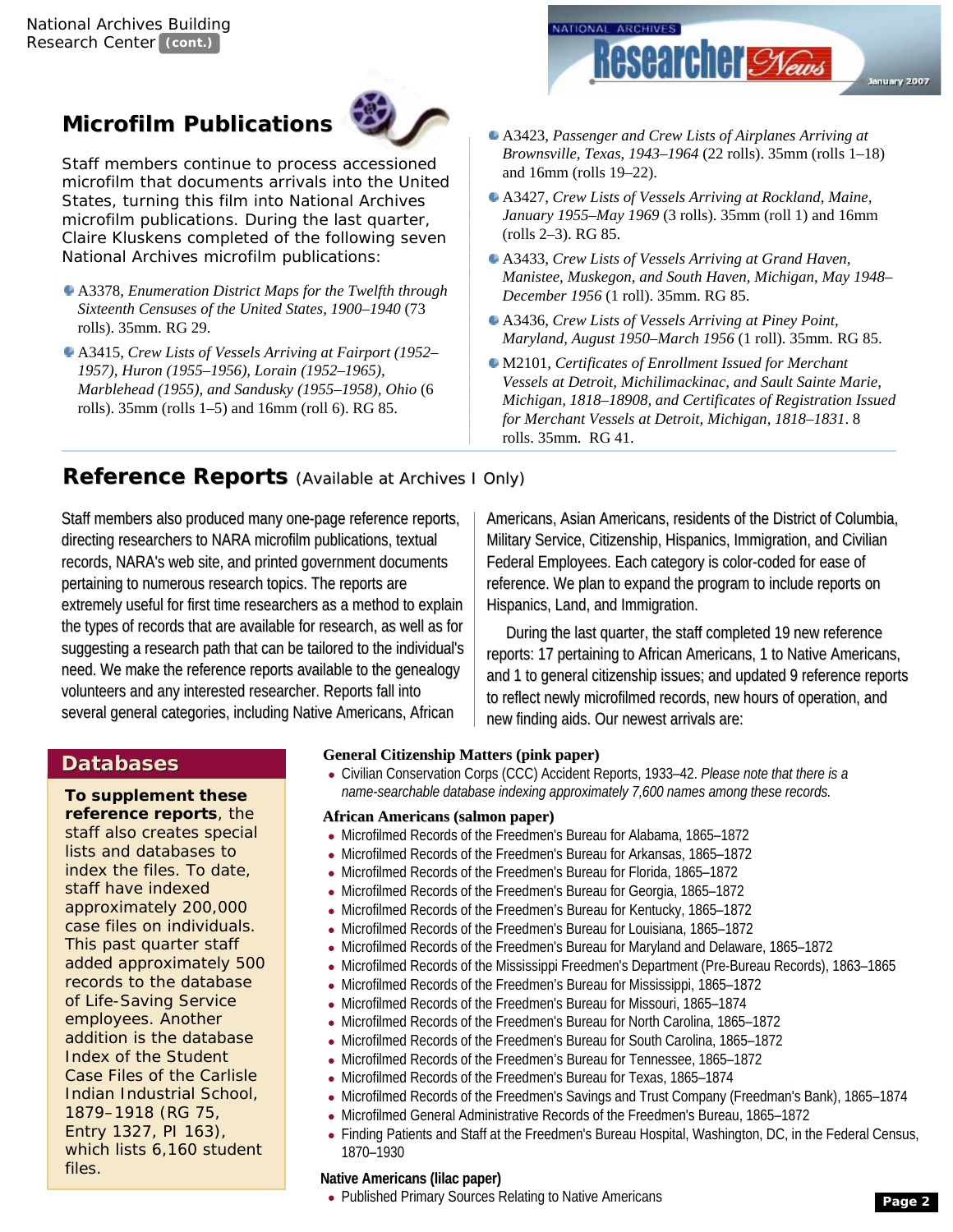## Microfilm Publications

Staff members continue to process accessioned microfilm that documents arrivals into the United States, turning this film into National Archives microfilm publications. During the last quarter, Claire Kluskens completed of the following seven National Archives microfilm publications:

- A3378, *Enumeration District Maps for the Twelfth through Sixteenth Censuses of the United States, 1900–1940* (73 rolls). 35mm. RG 29.
- A3415, *Crew Lists of Vessels Arriving at Fairport (1952–1957), Huron (1955–1956), Lorain (1952–1965), Marblehead (1955), and Sandusky (1955–1958), Ohio* (6 rolls). 35mm (rolls 1–5) and 16mm (roll 6). RG 85.
- A3423, *Passenger and Crew Lists of Airplanes Arriving at Brownsville, Texas, 1943–1964* (22 rolls). 35mm (rolls 1–18) and 16mm (rolls 19–22).
- A3427, *Crew Lists of Vessels Arriving at Rockland, Maine, January 1955–May 1969* (3 rolls). 35mm (roll 1) and 16mm (rolls 2–3). RG 85.
- A3433, *Crew Lists of Vessels Arriving at Grand Haven, Manistee, Muskegon, and South Haven, Michigan, May 1948–December 1956* (1 roll). 35mm. RG 85.
- A3436, *Crew Lists of Vessels Arriving at Piney Point, Maryland, August 1950–March 1956* (1 roll). 35mm. RG 85.
- M2101, *Certificates of Enrollment Issued for Merchant Vessels at Detroit, Michilimackinac, and Sault Sainte Marie, Michigan, 1818–18908, and Certificates of Registration Issued for Merchant Vessels at Detroit, Michigan, 1818–1831*. 8 rolls. 35mm. RG 41.

## Reference Reports (Available at Archives I Only)

Staff members also produced many one-page reference reports, directing researchers to NARA microfilm publications, textual records, NARA's web site, and printed government documents pertaining to numerous research topics. The reports are extremely useful for first time researchers as a method to explain the types of records that are available for research, as well as for suggesting a research path that can be tailored to the individual's need. We make the reference reports available to the genealogy volunteers and any interested researcher. Reports fall into several general categories, including Native Americans, African Americans, Asian Americans, residents of the District of Columbia, Military Service, Citizenship, Hispanics, Immigration, and Civilian Federal Employees. Each category is color-coded for ease of reference. We plan to expand the program to include reports on Hispanics, Land, and Immigration.

During the last quarter, the staff completed 19 new reference reports: 17 pertaining to African Americans, 1 to Native Americans, and 1 to general citizenship issues; and updated 9 reference reports to reflect newly microfilmed records, new hours of operation, and new finding aids. Our newest arrivals are:

**General Citizenship Matters (pink paper)**

- Civilian Conservation Corps (CCC) Accident Reports, 1933–42. *Please note that there is a name-searchable database indexing approximately 7,600 names among these records.*

**African Americans (salmon paper)**

- Microfilmed Records of the Freedmen's Bureau for Alabama, 1865–1872
- Microfilmed Records of the Freedmen's Bureau for Arkansas, 1865–1872
- Microfilmed Records of the Freedmen's Bureau for Florida, 1865–1872
- Microfilmed Records of the Freedmen's Bureau for Georgia, 1865–1872
- Microfilmed Records of the Freedmen's Bureau for Kentucky, 1865–1872
- Microfilmed Records of the Freedmen's Bureau for Louisiana, 1865–1872
- Microfilmed Records of the Freedmen's Bureau for Maryland and Delaware, 1865–1872
- Microfilmed Records of the Mississippi Freedmen's Department (Pre-Bureau Records), 1863–1865
- Microfilmed Records of the Freedmen's Bureau for Mississippi, 1865–1872
- Microfilmed Records of the Freedmen's Bureau for Missouri, 1865–1874
- Microfilmed Records of the Freedmen's Bureau for North Carolina, 1865–1872
- Microfilmed Records of the Freedmen's Bureau for South Carolina, 1865–1872
- Microfilmed Records of the Freedmen's Bureau for Tennessee, 1865–1872
- Microfilmed Records of the Freedmen's Bureau for Texas, 1865–1874
- Microfilmed Records of the Freedmen's Savings and Trust Company (Freedman's Bank), 1865–1874
- Microfilmed General Administrative Records of the Freedmen's Bureau, 1865–1872
- Finding Patients and Staff at the Freedmen's Bureau Hospital, Washington, DC, in the Federal Census, 1870–1930

**Native Americans (lilac paper)**

- Published Primary Sources Relating to Native Americans

## Databases

**To supplement these reference reports**, the staff also creates special lists and databases to index the files. To date, staff have indexed approximately 200,000 case files on individuals. This past quarter staff added approximately 500 records to the database of Life-Saving Service employees. Another addition is the database Index of the Student Case Files of the Carlisle Indian Industrial School, 1879–1918 (RG 75, Entry 1327, PI 163), which lists 6,160 student files.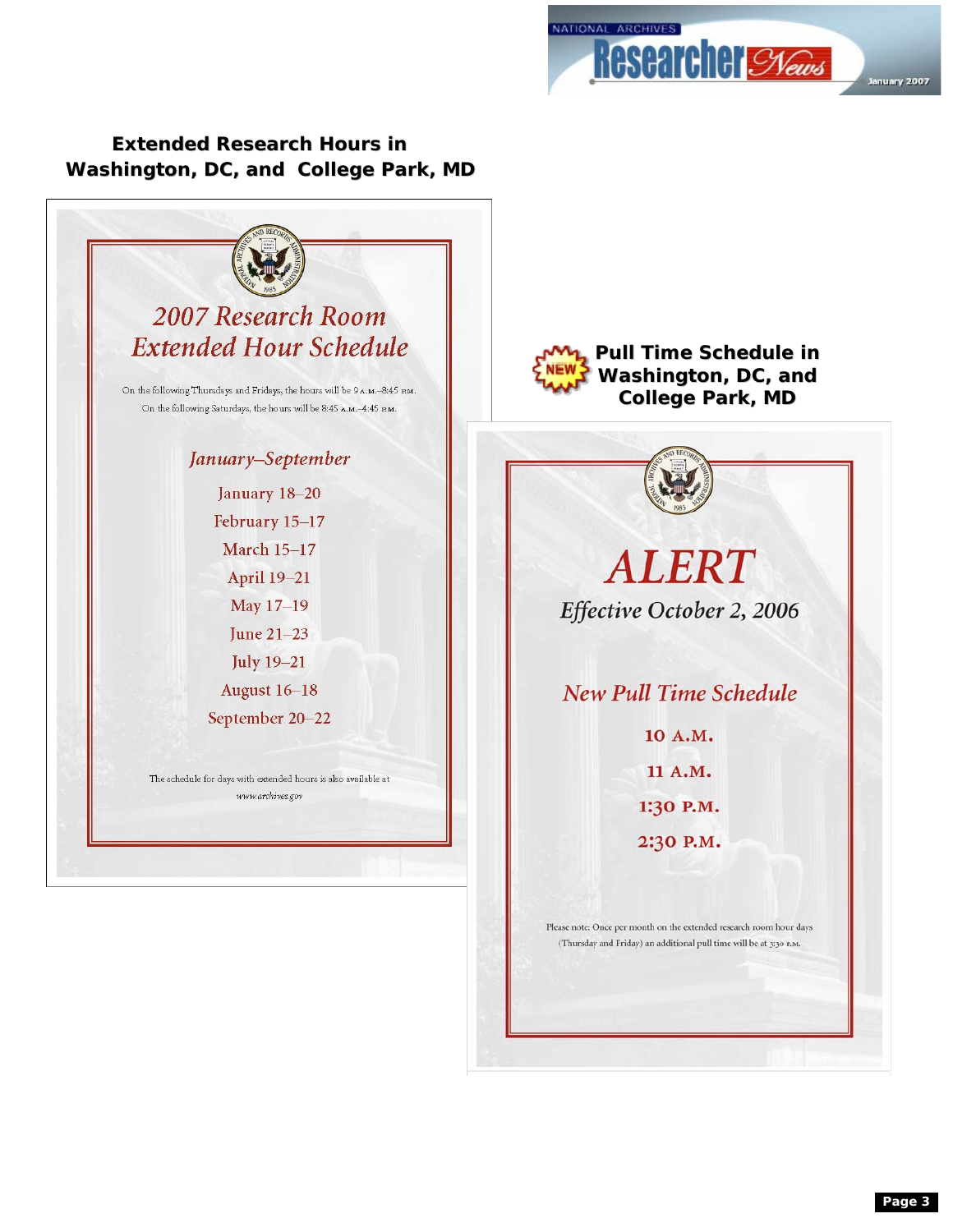## Extended Research Hours in Washington, DC, and College Park, MD

### *2007 Research Room Extended Hour Schedule*

On the following Thursdays and Fridays, the hours will be 9 A.M.–8:45 P.M.
On the following Saturdays, the hours will be 8:45 A.M.–4:45 P.M.

*January–September*

January 18–20
February 15–17
March 15–17
April 19–21
May 17–19
June 21–23
July 19–21
August 16–18
September 20–22

The schedule for days with extended hours is also available at *www.archives.gov*

## NEW Pull Time Schedule in Washington, DC, and College Park, MD

### *ALERT*

*Effective October 2, 2006*

*New Pull Time Schedule*

10 A.M.
11 A.M.
1:30 P.M.
2:30 P.M.

Please note: Once per month on the extended research room hour days (Thursday and Friday) an additional pull time will be at 3:30 P.M.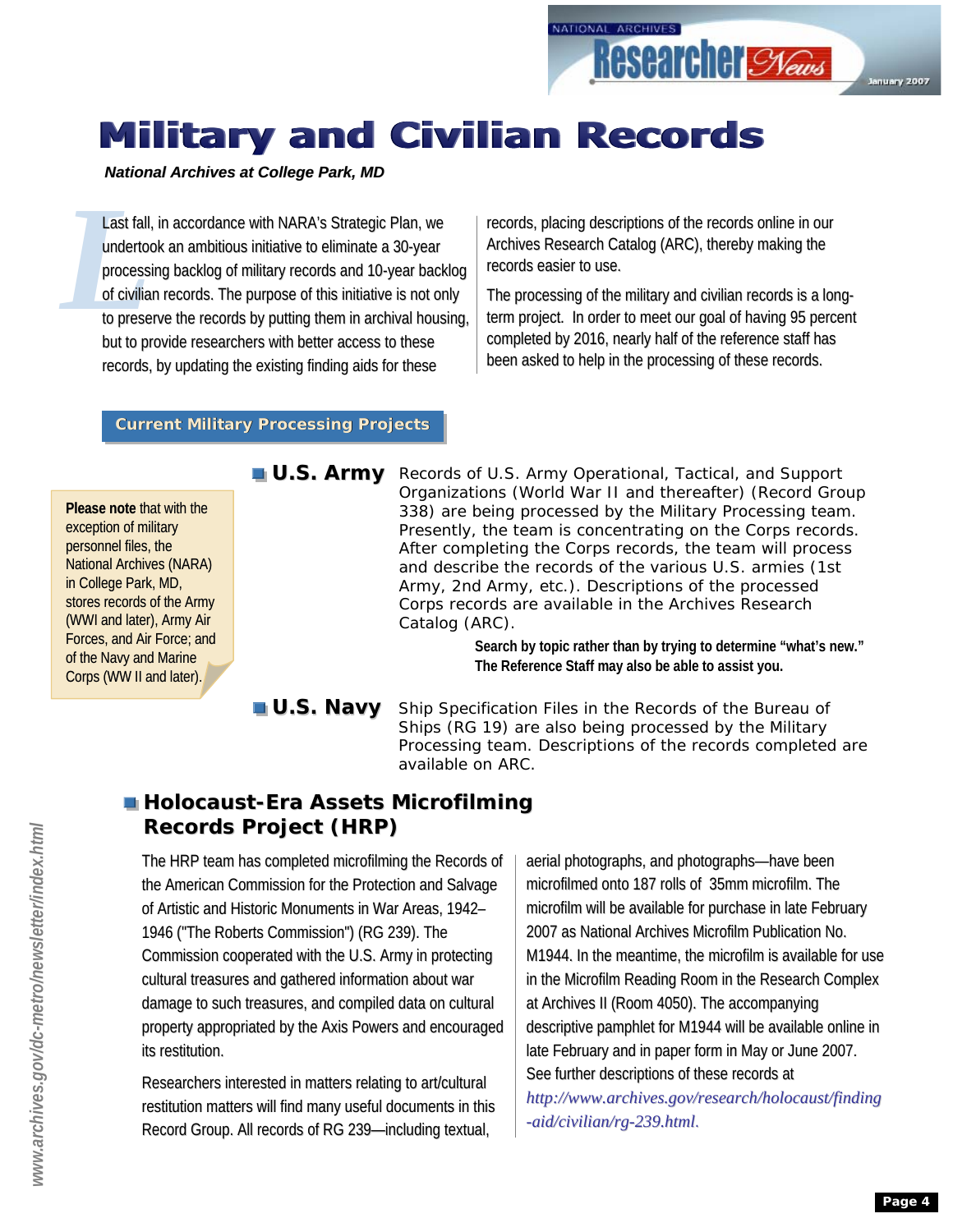# Military and Civilian Records

***National Archives at College Park, MD***

Last fall, in accordance with NARA's Strategic Plan, we undertook an ambitious initiative to eliminate a 30-year processing backlog of military records and 10-year backlog of civilian records. The purpose of this initiative is not only to preserve the records by putting them in archival housing, but to provide researchers with better access to these records, by updating the existing finding aids for these records, placing descriptions of the records online in our Archives Research Catalog (ARC), thereby making the records easier to use.

The processing of the military and civilian records is a long-term project. In order to meet our goal of having 95 percent completed by 2016, nearly half of the reference staff has been asked to help in the processing of these records.

## Current Military Processing Projects

> **Please note** that with the exception of military personnel files, the National Archives (NARA) in College Park, MD, stores records of the Army (WWI and later), Army Air Forces, and Air Force; and of the Navy and Marine Corps (WW II and later).

### U.S. Army

Records of U.S. Army Operational, Tactical, and Support Organizations (World War II and thereafter) (Record Group 338) are being processed by the Military Processing team. Presently, the team is concentrating on the Corps records. After completing the Corps records, the team will process and describe the records of the various U.S. armies (1st Army, 2nd Army, etc.). Descriptions of the processed Corps records are available in the Archives Research Catalog (ARC).

**Search by topic rather than by trying to determine "what's new." The Reference Staff may also be able to assist you.**

### U.S. Navy

Ship Specification Files in the Records of the Bureau of Ships (RG 19) are also being processed by the Military Processing team. Descriptions of the records completed are available on ARC.

## Holocaust-Era Assets Microfilming Records Project (HRP)

The HRP team has completed microfilming the Records of the American Commission for the Protection and Salvage of Artistic and Historic Monuments in War Areas, 1942–1946 ("The Roberts Commission") (RG 239). The Commission cooperated with the U.S. Army in protecting cultural treasures and gathered information about war damage to such treasures, and compiled data on cultural property appropriated by the Axis Powers and encouraged its restitution.

Researchers interested in matters relating to art/cultural restitution matters will find many useful documents in this Record Group. All records of RG 239—including textual, aerial photographs, and photographs—have been microfilmed onto 187 rolls of 35mm microfilm. The microfilm will be available for purchase in late February 2007 as National Archives Microfilm Publication No. M1944. In the meantime, the microfilm is available for use in the Microfilm Reading Room in the Research Complex at Archives II (Room 4050). The accompanying descriptive pamphlet for M1944 will be available online in late February and in paper form in May or June 2007. See further descriptions of these records at *http://www.archives.gov/research/holocaust/finding-aid/civilian/rg-239.html*.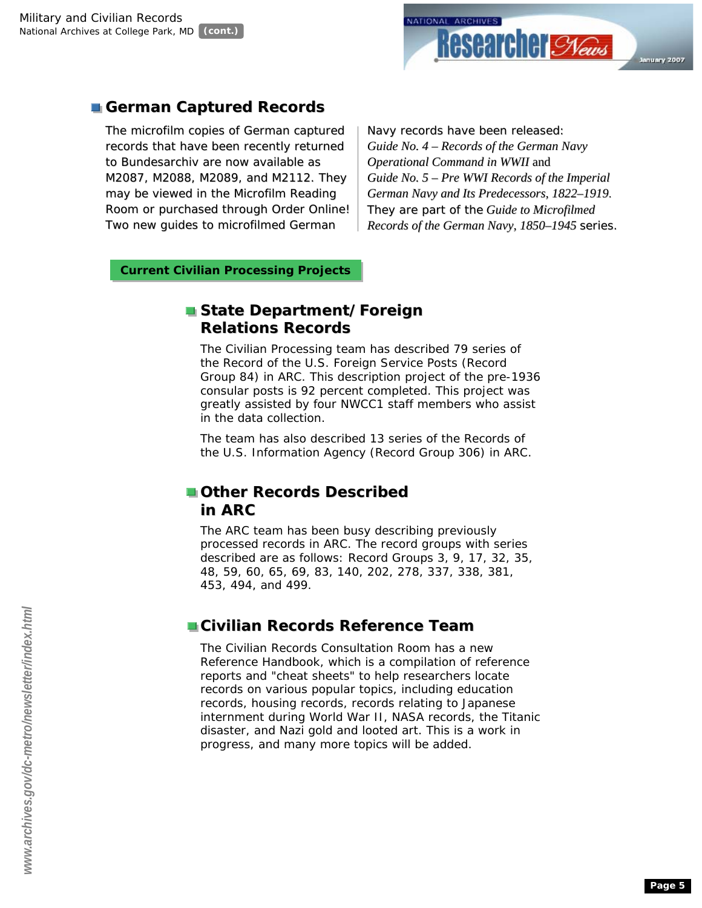## German Captured Records

The microfilm copies of German captured records that have been recently returned to Bundesarchiv are now available as M2087, M2088, M2089, and M2112. They may be viewed in the Microfilm Reading Room or purchased through Order Online! Two new guides to microfilmed German Navy records have been released: *Guide No. 4 – Records of the German Navy Operational Command in WWII* and *Guide No. 5 – Pre WWI Records of the Imperial German Navy and Its Predecessors, 1822–1919*. They are part of the *Guide to Microfilmed Records of the German Navy, 1850–1945* series.

**Current Civilian Processing Projects**

### State Department/Foreign Relations Records

The Civilian Processing team has described 79 series of the Record of the U.S. Foreign Service Posts (Record Group 84) in ARC. This description project of the pre-1936 consular posts is 92 percent completed. This project was greatly assisted by four NWCC1 staff members who assist in the data collection.

The team has also described 13 series of the Records of the U.S. Information Agency (Record Group 306) in ARC.

### Other Records Described in ARC

The ARC team has been busy describing previously processed records in ARC. The record groups with series described are as follows: Record Groups 3, 9, 17, 32, 35, 48, 59, 60, 65, 69, 83, 140, 202, 278, 337, 338, 381, 453, 494, and 499.

### Civilian Records Reference Team

The Civilian Records Consultation Room has a new Reference Handbook, which is a compilation of reference reports and "cheat sheets" to help researchers locate records on various popular topics, including education records, housing records, records relating to Japanese internment during World War II, NASA records, the Titanic disaster, and Nazi gold and looted art. This is a work in progress, and many more topics will be added.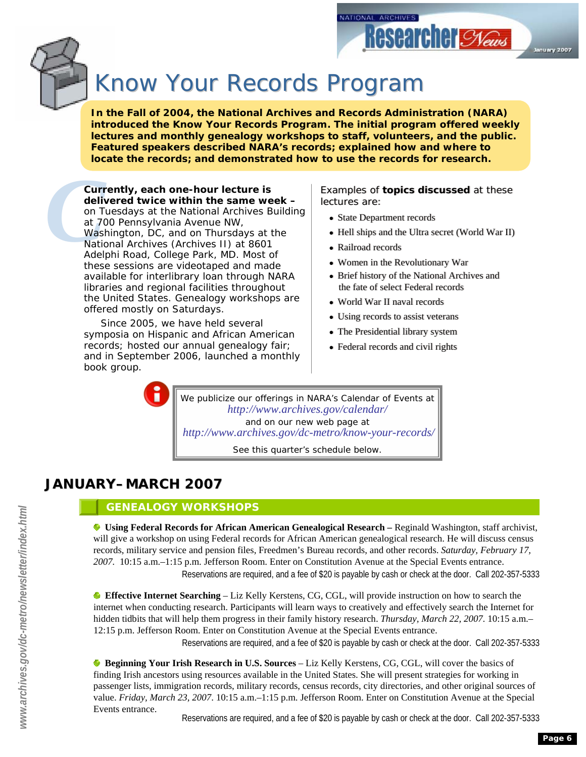# Know Your Records Program

**In the Fall of 2004, the National Archives and Records Administration (NARA) introduced the Know Your Records Program. The initial program offered weekly lectures and monthly genealogy workshops to staff, volunteers, and the public. Featured speakers described NARA's records; explained how and where to locate the records; and demonstrated how to use the records for research.**

**Currently, each one-hour lecture is delivered twice within the same week –** on Tuesdays at the National Archives Building at 700 Pennsylvania Avenue NW, Washington, DC, and on Thursdays at the National Archives (Archives II) at 8601 Adelphi Road, College Park, MD. Most of these sessions are videotaped and made available for interlibrary loan through NARA libraries and regional facilities throughout the United States. Genealogy workshops are offered mostly on Saturdays.

Since 2005, we have held several symposia on Hispanic and African American records; hosted our annual genealogy fair; and in September 2006, launched a monthly book group.

Examples of **topics discussed** at these lectures are:

- State Department records
- Hell ships and the Ultra secret (World War II)
- Railroad records
- Women in the Revolutionary War
- Brief history of the National Archives and the fate of select Federal records
- World War II naval records
- Using records to assist veterans
- The Presidential library system
- Federal records and civil rights

We publicize our offerings in NARA's Calendar of Events at *http://www.archives.gov/calendar/* and on our new web page at *http://www.archives.gov/dc-metro/know-your-records/*

See this quarter's schedule below.

## JANUARY–MARCH 2007

### GENEALOGY WORKSHOPS

- **Using Federal Records for African American Genealogical Research** – Reginald Washington, staff archivist, will give a workshop on using Federal records for African American genealogical research. He will discuss census records, military service and pension files, Freedmen's Bureau records, and other records. *Saturday, February 17, 2007.* 10:15 a.m.–1:15 p.m. Jefferson Room. Enter on Constitution Avenue at the Special Events entrance.
  Reservations are required, and a fee of $20 is payable by cash or check at the door. Call 202-357-5333

- **Effective Internet Searching** – Liz Kelly Kerstens, CG, CGL, will provide instruction on how to search the internet when conducting research. Participants will learn ways to creatively and effectively search the Internet for hidden tidbits that will help them progress in their family history research. *Thursday, March 22, 2007.* 10:15 a.m.–12:15 p.m. Jefferson Room. Enter on Constitution Avenue at the Special Events entrance.
  Reservations are required, and a fee of $20 is payable by cash or check at the door. Call 202-357-5333

- **Beginning Your Irish Research in U.S. Sources** – Liz Kelly Kerstens, CG, CGL, will cover the basics of finding Irish ancestors using resources available in the United States. She will present strategies for working in passenger lists, immigration records, military records, census records, city directories, and other original sources of value. *Friday, March 23, 2007.* 10:15 a.m.–1:15 p.m. Jefferson Room. Enter on Constitution Avenue at the Special Events entrance.
  Reservations are required, and a fee of $20 is payable by cash or check at the door. Call 202-357-5333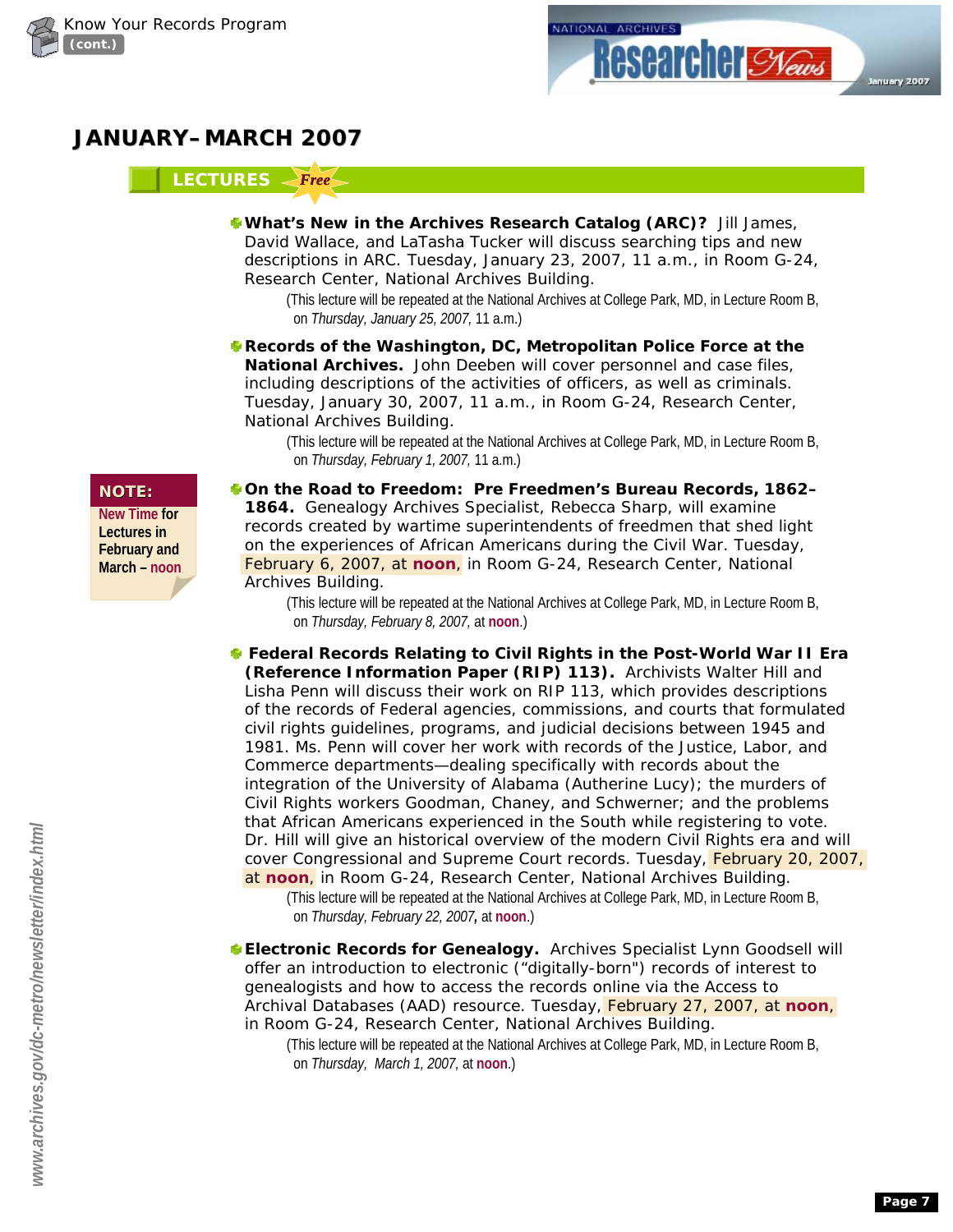## JANUARY–MARCH 2007

### LECTURES *Free*

- **What's New in the Archives Research Catalog (ARC)?** Jill James, David Wallace, and LaTasha Tucker will discuss searching tips and new descriptions in ARC. Tuesday, January 23, 2007, 11 a.m., in Room G-24, Research Center, National Archives Building.

  (This lecture will be repeated at the National Archives at College Park, MD, in Lecture Room B, on *Thursday, January 25, 2007,* 11 a.m.)

- **Records of the Washington, DC, Metropolitan Police Force at the National Archives.** John Deeben will cover personnel and case files, including descriptions of the activities of officers, as well as criminals. Tuesday, January 30, 2007, 11 a.m., in Room G-24, Research Center, National Archives Building.

  (This lecture will be repeated at the National Archives at College Park, MD, in Lecture Room B, on *Thursday, February 1, 2007,* 11 a.m.)

**NOTE:** New Time for Lectures in February and March – noon

- **On the Road to Freedom: Pre Freedmen's Bureau Records, 1862–1864.** Genealogy Archives Specialist, Rebecca Sharp, will examine records created by wartime superintendents of freedmen that shed light on the experiences of African Americans during the Civil War. Tuesday, February 6, 2007, at **noon**, in Room G-24, Research Center, National Archives Building.

  (This lecture will be repeated at the National Archives at College Park, MD, in Lecture Room B, on *Thursday, February 8, 2007,* at noon.)

- **Federal Records Relating to Civil Rights in the Post-World War II Era (Reference Information Paper (RIP) 113).** Archivists Walter Hill and Lisha Penn will discuss their work on RIP 113, which provides descriptions of the records of Federal agencies, commissions, and courts that formulated civil rights guidelines, programs, and judicial decisions between 1945 and 1981. Ms. Penn will cover her work with records of the Justice, Labor, and Commerce departments—dealing specifically with records about the integration of the University of Alabama (Autherine Lucy); the murders of Civil Rights workers Goodman, Chaney, and Schwerner; and the problems that African Americans experienced in the South while registering to vote. Dr. Hill will give an historical overview of the modern Civil Rights era and will cover Congressional and Supreme Court records. Tuesday, February 20, 2007, at **noon**, in Room G-24, Research Center, National Archives Building.

  (This lecture will be repeated at the National Archives at College Park, MD, in Lecture Room B, on *Thursday, February 22, 2007,* at noon.)

- **Electronic Records for Genealogy.** Archives Specialist Lynn Goodsell will offer an introduction to electronic ("digitally-born") records of interest to genealogists and how to access the records online via the Access to Archival Databases (AAD) resource. Tuesday, February 27, 2007, at **noon**, in Room G-24, Research Center, National Archives Building.

  (This lecture will be repeated at the National Archives at College Park, MD, in Lecture Room B, on *Thursday, March 1, 2007,* at noon.)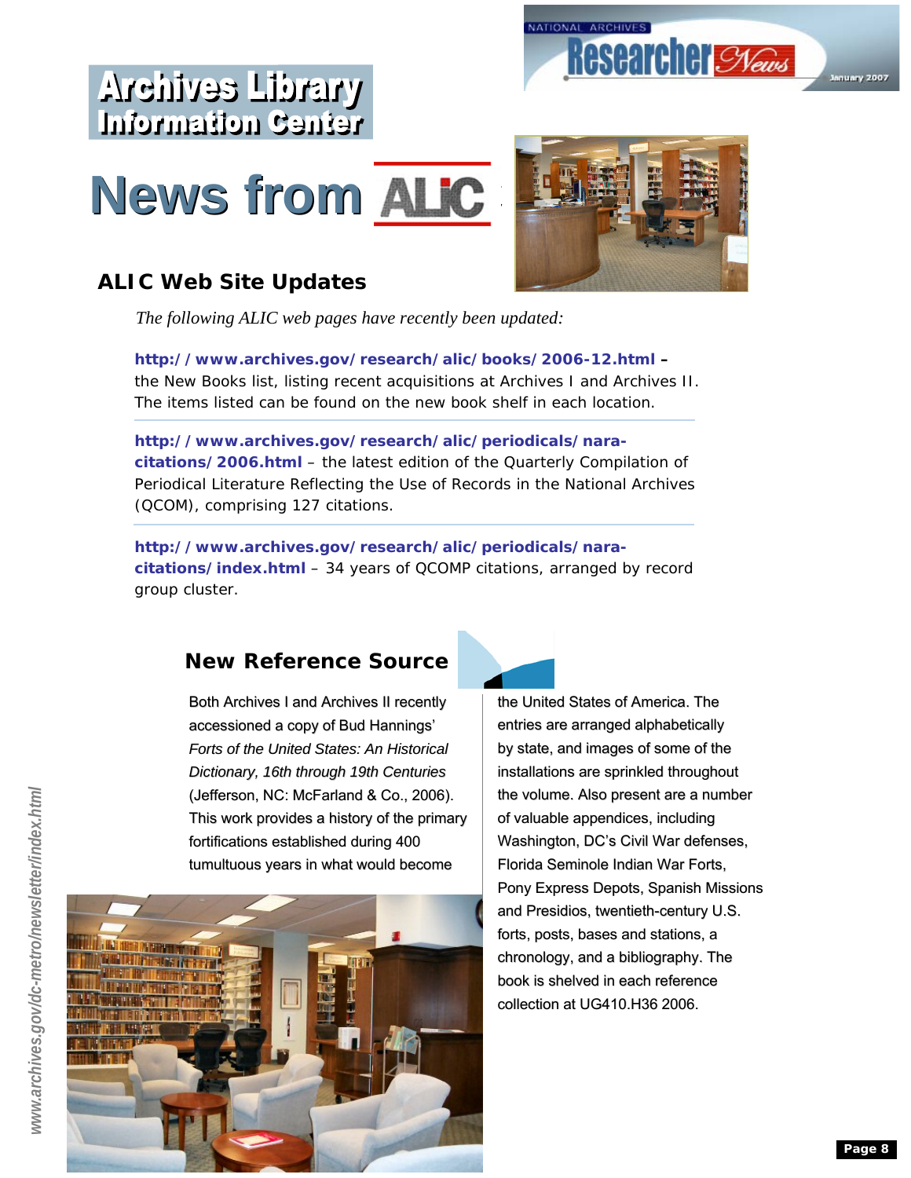# Archives Library Information Center

# News from ALIC

## ALIC Web Site Updates

*The following ALIC web pages have recently been updated:*

**http://www.archives.gov/research/alic/books/2006-12.html** – the New Books list, listing recent acquisitions at Archives I and Archives II. The items listed can be found on the new book shelf in each location.

**http://www.archives.gov/research/alic/periodicals/nara-citations/2006.html** – the latest edition of the Quarterly Compilation of Periodical Literature Reflecting the Use of Records in the National Archives (QCOM), comprising 127 citations.

**http://www.archives.gov/research/alic/periodicals/nara-citations/index.html** – 34 years of QCOMP citations, arranged by record group cluster.

## New Reference Source

Both Archives I and Archives II recently accessioned a copy of Bud Hannings' *Forts of the United States: An Historical Dictionary, 16th through 19th Centuries* (Jefferson, NC: McFarland & Co., 2006). This work provides a history of the primary fortifications established during 400 tumultuous years in what would become the United States of America. The entries are arranged alphabetically by state, and images of some of the installations are sprinkled throughout the volume. Also present are a number of valuable appendices, including Washington, DC's Civil War defenses, Florida Seminole Indian War Forts, Pony Express Depots, Spanish Missions and Presidios, twentieth-century U.S. forts, posts, bases and stations, a chronology, and a bibliography. The book is shelved in each reference collection at UG410.H36 2006.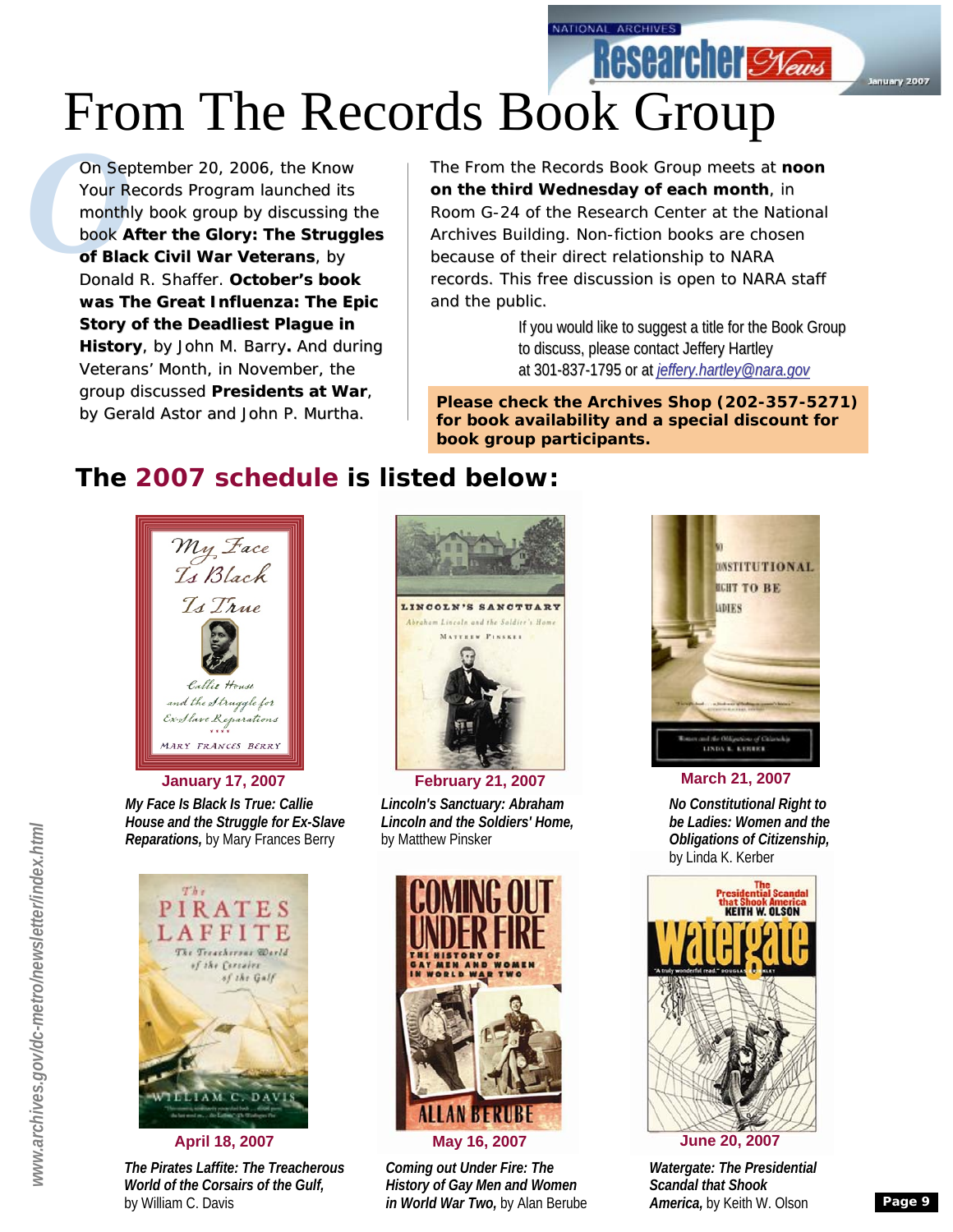# From The Records Book Group

On September 20, 2006, the Know Your Records Program launched its monthly book group by discussing the book **After the Glory: The Struggles of Black Civil War Veterans**, by Donald R. Shaffer. **October's book was The Great Influenza: The Epic Story of the Deadliest Plague in History**, by John M. Barry**.** And during Veterans' Month, in November, the group discussed **Presidents at War**, by Gerald Astor and John P. Murtha.

The From the Records Book Group meets at **noon on the third Wednesday of each month**, in Room G-24 of the Research Center at the National Archives Building. Non-fiction books are chosen because of their direct relationship to NARA records. This free discussion is open to NARA staff and the public.

If you would like to suggest a title for the Book Group to discuss, please contact Jeffery Hartley at 301-837-1795 or at jeffery.hartley@nara.gov

**Please check the Archives Shop (202-357-5271) for book availability and a special discount for book group participants.**

## The 2007 schedule is listed below:

**January 17, 2007**

***My Face Is Black Is True: Callie House and the Struggle for Ex-Slave Reparations,*** by Mary Frances Berry

**February 21, 2007**

***Lincoln's Sanctuary: Abraham Lincoln and the Soldiers' Home,*** by Matthew Pinsker

**March 21, 2007**

***No Constitutional Right to be Ladies: Women and the Obligations of Citizenship,*** by Linda K. Kerber

**April 18, 2007**

***The Pirates Laffite: The Treacherous World of the Corsairs of the Gulf,*** by William C. Davis

**May 16, 2007**

***Coming out Under Fire: The History of Gay Men and Women in World War Two,*** by Alan Berube

**June 20, 2007**

***Watergate: The Presidential Scandal that Shook America,*** by Keith W. Olson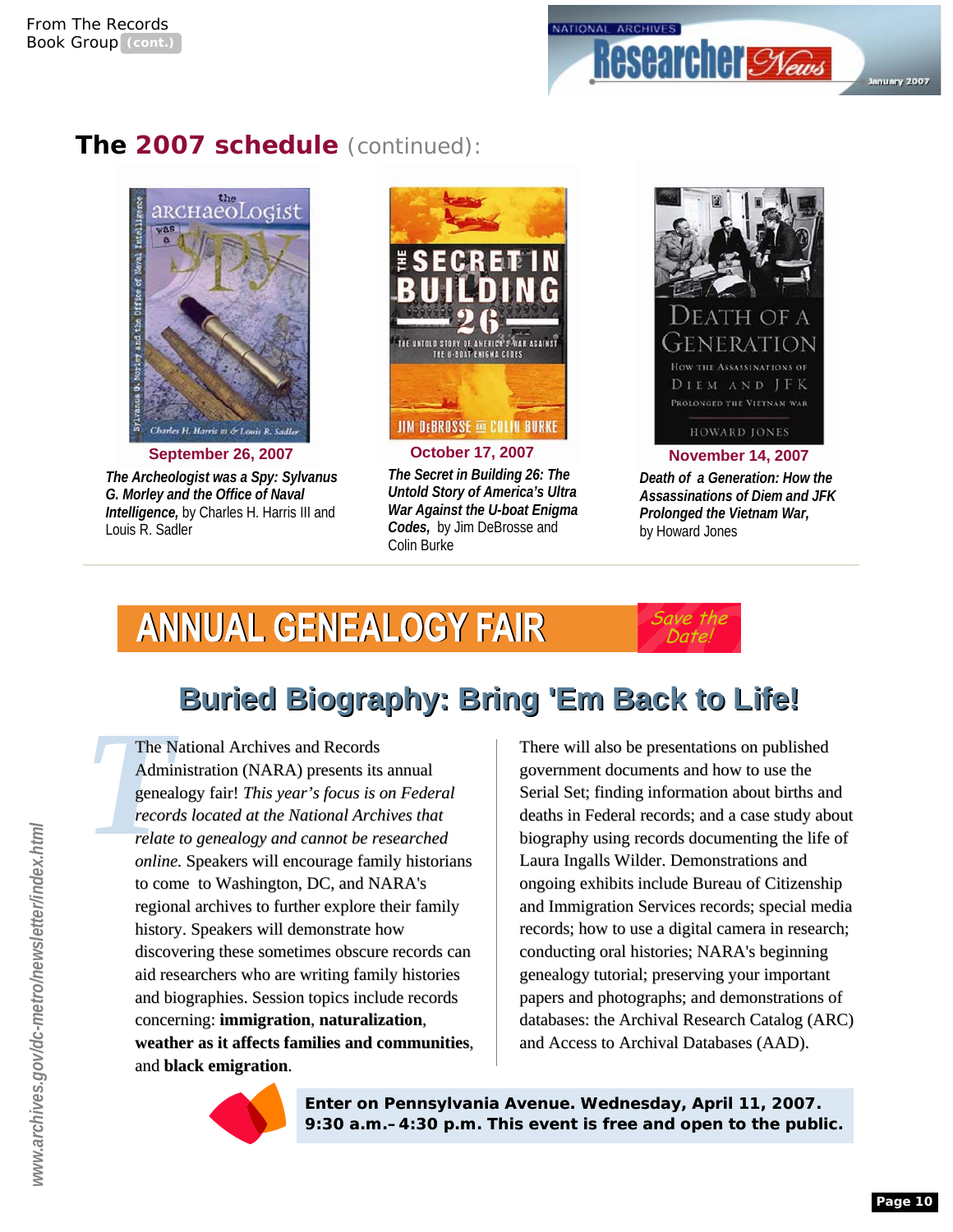## The 2007 schedule (continued):

**September 26, 2007**

***The Archeologist was a Spy: Sylvanus G. Morley and the Office of Naval Intelligence,*** by Charles H. Harris III and Louis R. Sadler

**October 17, 2007**

***The Secret in Building 26: The Untold Story of America's Ultra War Against the U-boat Enigma Codes,*** by Jim DeBrosse and Colin Burke

**November 14, 2007**

***Death of a Generation: How the Assassinations of Diem and JFK Prolonged the Vietnam War,*** by Howard Jones

# ANNUAL GENEALOGY FAIR

*Save the Date!*

## Buried Biography: Bring 'Em Back to Life!

The National Archives and Records Administration (NARA) presents its annual genealogy fair! *This year's focus is on Federal records located at the National Archives that relate to genealogy and cannot be researched online.* Speakers will encourage family historians to come to Washington, DC, and NARA's regional archives to further explore their family history. Speakers will demonstrate how discovering these sometimes obscure records can aid researchers who are writing family histories and biographies. Session topics include records concerning: **immigration**, **naturalization**, **weather as it affects families and communities**, and **black emigration**.

There will also be presentations on published government documents and how to use the Serial Set; finding information about births and deaths in Federal records; and a case study about biography using records documenting the life of Laura Ingalls Wilder. Demonstrations and ongoing exhibits include Bureau of Citizenship and Immigration Services records; special media records; how to use a digital camera in research; conducting oral histories; NARA's beginning genealogy tutorial; preserving your important papers and photographs; and demonstrations of databases: the Archival Research Catalog (ARC) and Access to Archival Databases (AAD).

**Enter on Pennsylvania Avenue. Wednesday, April 11, 2007. 9:30 a.m.–4:30 p.m. This event is free and open to the public.**